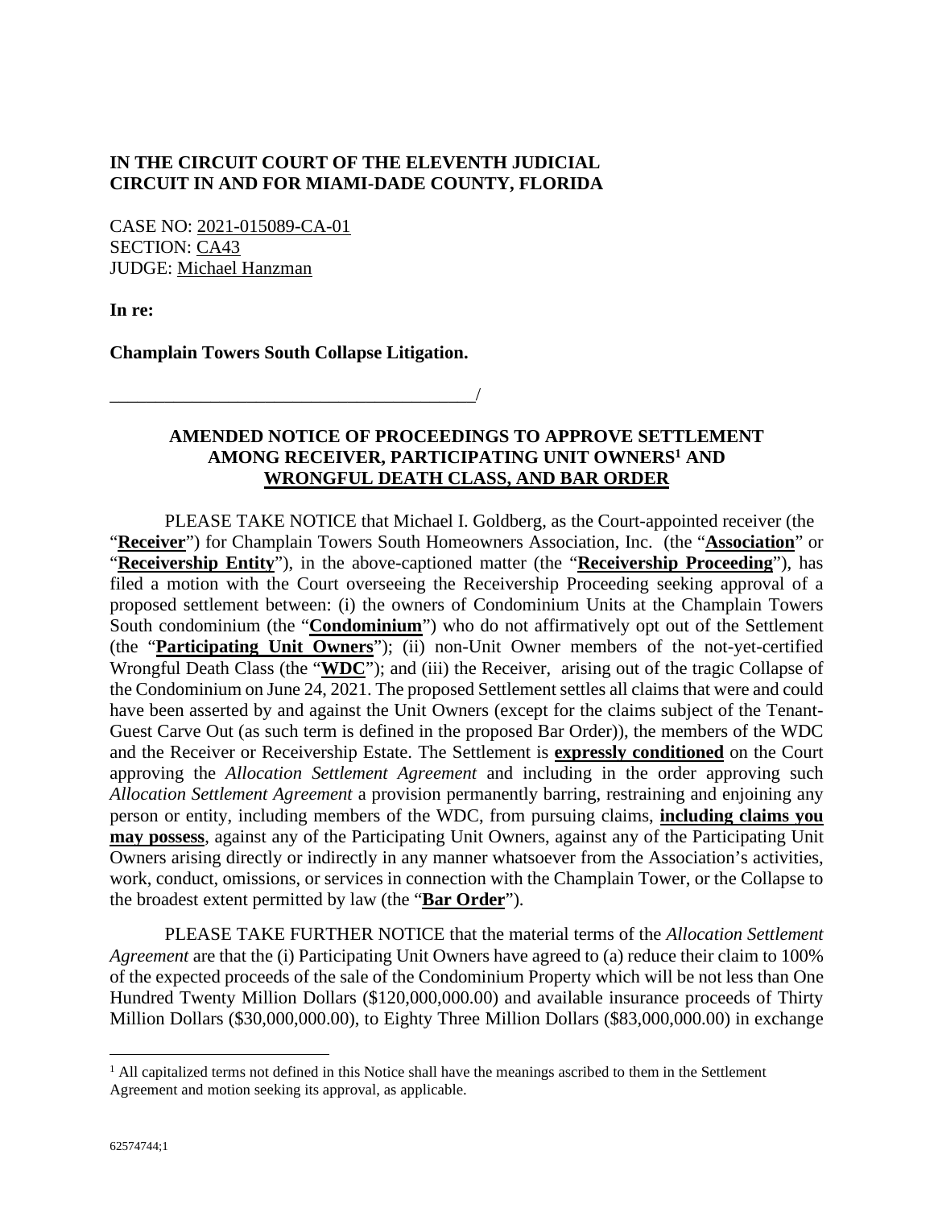**IN THE CIRCUIT COURT OF THE ELEVENTH JUDICIAL CIRCUIT IN AND FOR MIAMI-DADE COUNTY, FLORIDA**

CASE NO: 2021-015089-CA-01
SECTION: CA43
JUDGE: Michael Hanzman

**In re:**

**Champlain Towers South Collapse Litigation.**

_______________________________________/

**AMENDED NOTICE OF PROCEEDINGS TO APPROVE SETTLEMENT AMONG RECEIVER, PARTICIPATING UNIT OWNERS[1] AND WRONGFUL DEATH CLASS, AND BAR ORDER**

PLEASE TAKE NOTICE that Michael I. Goldberg, as the Court-appointed receiver (the "**Receiver**") for Champlain Towers South Homeowners Association, Inc. (the "**Association**" or "**Receivership Entity**"), in the above-captioned matter (the "**Receivership Proceeding**"), has filed a motion with the Court overseeing the Receivership Proceeding seeking approval of a proposed settlement between: (i) the owners of Condominium Units at the Champlain Towers South condominium (the "**Condominium**") who do not affirmatively opt out of the Settlement (the "**Participating Unit Owners**"); (ii) non-Unit Owner members of the not-yet-certified Wrongful Death Class (the "**WDC**"); and (iii) the Receiver, arising out of the tragic Collapse of the Condominium on June 24, 2021. The proposed Settlement settles all claims that were and could have been asserted by and against the Unit Owners (except for the claims subject of the Tenant-Guest Carve Out (as such term is defined in the proposed Bar Order)), the members of the WDC and the Receiver or Receivership Estate. The Settlement is **expressly conditioned** on the Court approving the *Allocation Settlement Agreement* and including in the order approving such *Allocation Settlement Agreement* a provision permanently barring, restraining and enjoining any person or entity, including members of the WDC, from pursuing claims, **including claims you may possess**, against any of the Participating Unit Owners, against any of the Participating Unit Owners arising directly or indirectly in any manner whatsoever from the Association's activities, work, conduct, omissions, or services in connection with the Champlain Tower, or the Collapse to the broadest extent permitted by law (the "**Bar Order**").

PLEASE TAKE FURTHER NOTICE that the material terms of the *Allocation Settlement Agreement* are that the (i) Participating Unit Owners have agreed to (a) reduce their claim to 100% of the expected proceeds of the sale of the Condominium Property which will be not less than One Hundred Twenty Million Dollars ($120,000,000.00) and available insurance proceeds of Thirty Million Dollars ($30,000,000.00), to Eighty Three Million Dollars ($83,000,000.00) in exchange

[1] All capitalized terms not defined in this Notice shall have the meanings ascribed to them in the Settlement Agreement and motion seeking its approval, as applicable.

62574744;1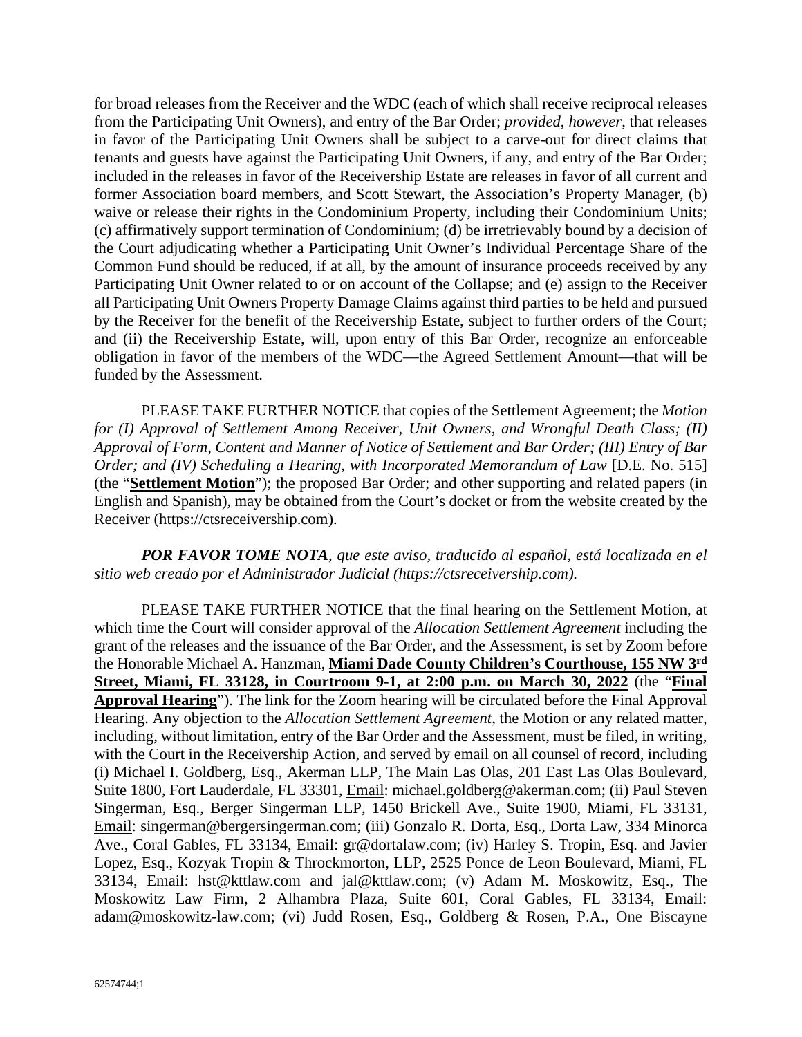for broad releases from the Receiver and the WDC (each of which shall receive reciprocal releases from the Participating Unit Owners), and entry of the Bar Order; *provided*, *however*, that releases in favor of the Participating Unit Owners shall be subject to a carve-out for direct claims that tenants and guests have against the Participating Unit Owners, if any, and entry of the Bar Order; included in the releases in favor of the Receivership Estate are releases in favor of all current and former Association board members, and Scott Stewart, the Association's Property Manager, (b) waive or release their rights in the Condominium Property, including their Condominium Units; (c) affirmatively support termination of Condominium; (d) be irretrievably bound by a decision of the Court adjudicating whether a Participating Unit Owner's Individual Percentage Share of the Common Fund should be reduced, if at all, by the amount of insurance proceeds received by any Participating Unit Owner related to or on account of the Collapse; and (e) assign to the Receiver all Participating Unit Owners Property Damage Claims against third parties to be held and pursued by the Receiver for the benefit of the Receivership Estate, subject to further orders of the Court; and (ii) the Receivership Estate, will, upon entry of this Bar Order, recognize an enforceable obligation in favor of the members of the WDC—the Agreed Settlement Amount—that will be funded by the Assessment.

PLEASE TAKE FURTHER NOTICE that copies of the Settlement Agreement; the *Motion for (I) Approval of Settlement Among Receiver, Unit Owners, and Wrongful Death Class; (II) Approval of Form, Content and Manner of Notice of Settlement and Bar Order; (III) Entry of Bar Order; and (IV) Scheduling a Hearing, with Incorporated Memorandum of Law* [D.E. No. 515] (the "**Settlement Motion**"); the proposed Bar Order; and other supporting and related papers (in English and Spanish), may be obtained from the Court's docket or from the website created by the Receiver (https://ctsreceivership.com).

***POR FAVOR TOME NOTA****, que este aviso, traducido al español, está localizada en el sitio web creado por el Administrador Judicial (https://ctsreceivership.com).*

PLEASE TAKE FURTHER NOTICE that the final hearing on the Settlement Motion, at which time the Court will consider approval of the *Allocation Settlement Agreement* including the grant of the releases and the issuance of the Bar Order, and the Assessment, is set by Zoom before the Honorable Michael A. Hanzman, **Miami Dade County Children's Courthouse, 155 NW 3rd Street, Miami, FL 33128, in Courtroom 9-1, at 2:00 p.m. on March 30, 2022** (the "**Final Approval Hearing**"). The link for the Zoom hearing will be circulated before the Final Approval Hearing. Any objection to the *Allocation Settlement Agreement*, the Motion or any related matter, including, without limitation, entry of the Bar Order and the Assessment, must be filed, in writing, with the Court in the Receivership Action, and served by email on all counsel of record, including (i) Michael I. Goldberg, Esq., Akerman LLP, The Main Las Olas, 201 East Las Olas Boulevard, Suite 1800, Fort Lauderdale, FL 33301, Email: michael.goldberg@akerman.com; (ii) Paul Steven Singerman, Esq., Berger Singerman LLP, 1450 Brickell Ave., Suite 1900, Miami, FL 33131, Email: singerman@bergersingerman.com; (iii) Gonzalo R. Dorta, Esq., Dorta Law, 334 Minorca Ave., Coral Gables, FL 33134, Email: gr@dortalaw.com; (iv) Harley S. Tropin, Esq. and Javier Lopez, Esq., Kozyak Tropin & Throckmorton, LLP, 2525 Ponce de Leon Boulevard, Miami, FL 33134, Email: hst@kttlaw.com and jal@kttlaw.com; (v) Adam M. Moskowitz, Esq., The Moskowitz Law Firm, 2 Alhambra Plaza, Suite 601, Coral Gables, FL 33134, Email: adam@moskowitz-law.com; (vi) Judd Rosen, Esq., Goldberg & Rosen, P.A., One Biscayne

62574744;1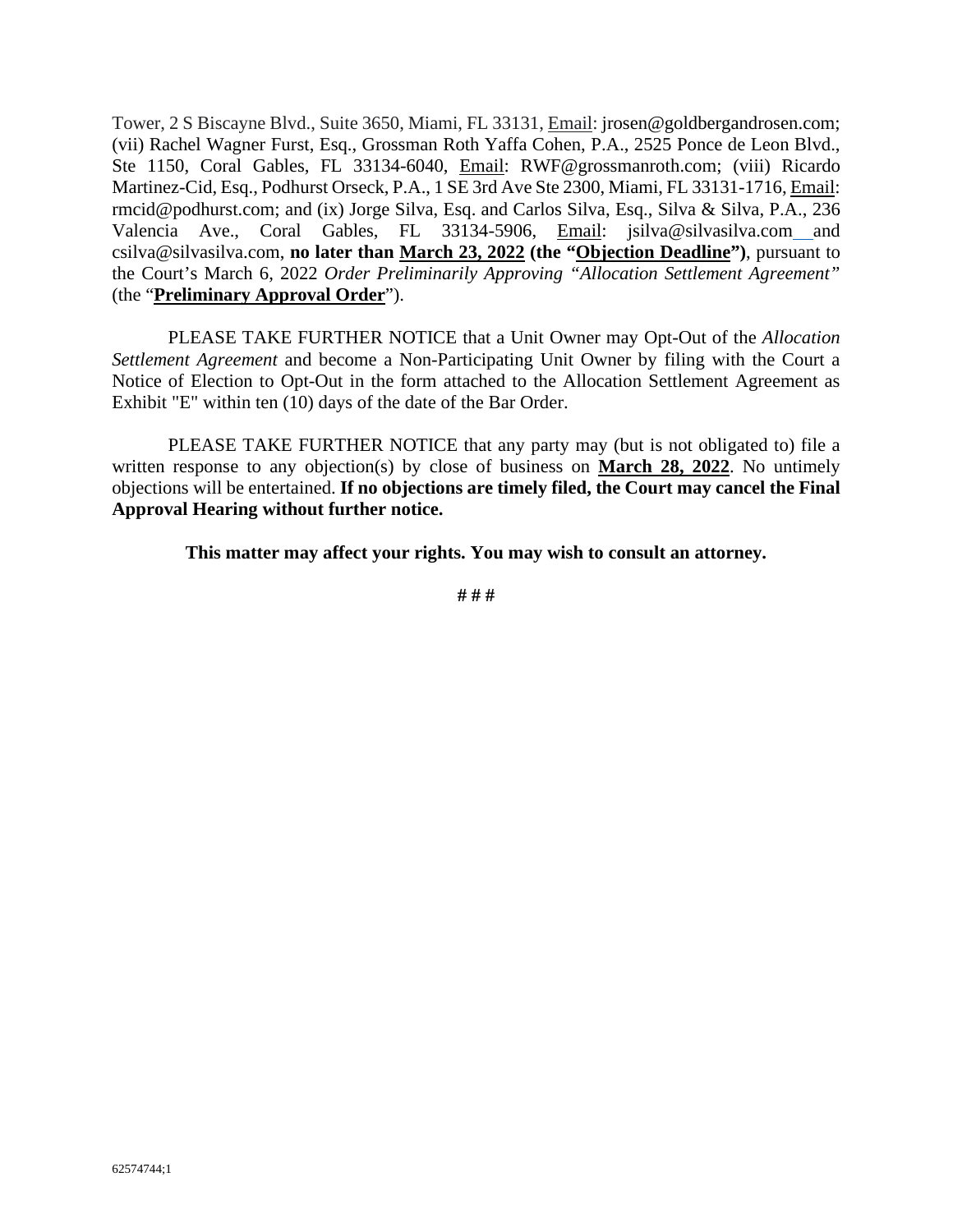Tower, 2 S Biscayne Blvd., Suite 3650, Miami, FL 33131, Email: jrosen@goldbergandrosen.com; (vii) Rachel Wagner Furst, Esq., Grossman Roth Yaffa Cohen, P.A., 2525 Ponce de Leon Blvd., Ste 1150, Coral Gables, FL 33134-6040, Email: RWF@grossmanroth.com; (viii) Ricardo Martinez-Cid, Esq., Podhurst Orseck, P.A., 1 SE 3rd Ave Ste 2300, Miami, FL 33131-1716, Email: rmcid@podhurst.com; and (ix) Jorge Silva, Esq. and Carlos Silva, Esq., Silva & Silva, P.A., 236 Valencia Ave., Coral Gables, FL 33134-5906, Email: jsilva@silvasilva.com and csilva@silvasilva.com, **no later than March 23, 2022 (the "Objection Deadline")**, pursuant to the Court's March 6, 2022 *Order Preliminarily Approving "Allocation Settlement Agreement"* (the "**Preliminary Approval Order**").

PLEASE TAKE FURTHER NOTICE that a Unit Owner may Opt-Out of the *Allocation Settlement Agreement* and become a Non-Participating Unit Owner by filing with the Court a Notice of Election to Opt-Out in the form attached to the Allocation Settlement Agreement as Exhibit "E" within ten (10) days of the date of the Bar Order.

PLEASE TAKE FURTHER NOTICE that any party may (but is not obligated to) file a written response to any objection(s) by close of business on **March 28, 2022**. No untimely objections will be entertained. **If no objections are timely filed, the Court may cancel the Final Approval Hearing without further notice.**

**This matter may affect your rights. You may wish to consult an attorney.**

# # #

62574744;1